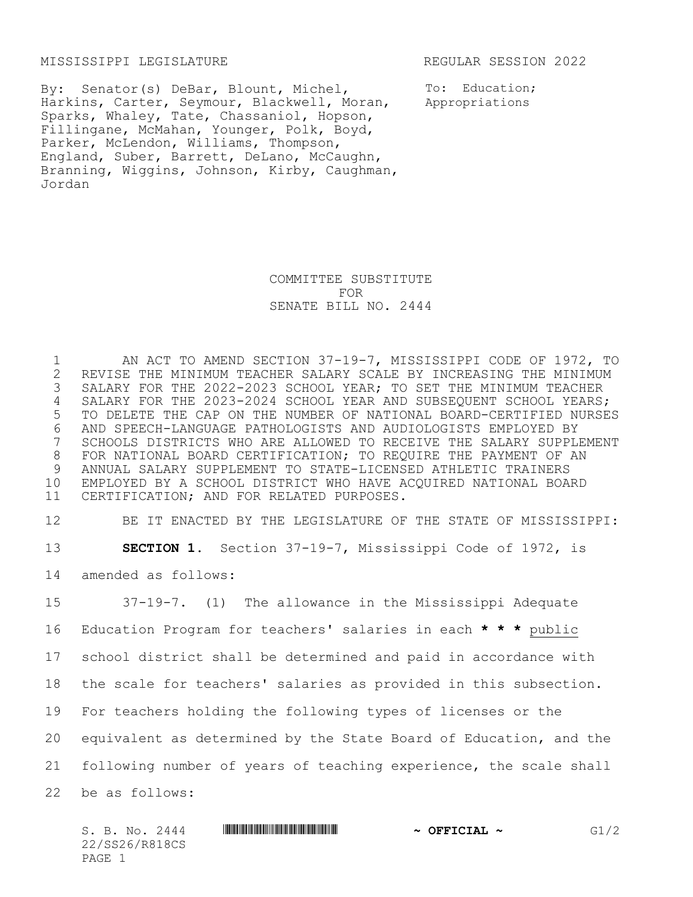MISSISSIPPI LEGISLATURE REGULAR SESSION 2022

By: Senator(s) DeBar, Blount, Michel, Harkins, Carter, Seymour, Blackwell, Moran, Sparks, Whaley, Tate, Chassaniol, Hopson, Fillingane, McMahan, Younger, Polk, Boyd, Parker, McLendon, Williams, Thompson, England, Suber, Barrett, DeLano, McCaughn, Branning, Wiggins, Johnson, Kirby, Caughman, Jordan

To: Education; Appropriations

# COMMITTEE SUBSTITUTE FOR SENATE BILL NO. 2444

1 AN ACT TO AMEND SECTION 37-19-7, MISSISSIPPI CODE OF 1972, TO
2 REVISE THE MINIMUM TEACHER SALARY SCALE BY INCREASING THE MINIMUM
3 SALARY FOR THE 2022-2023 SCHOOL YEAR; TO SET THE MINIMUM TEACHER
4 SALARY FOR THE 2023-2024 SCHOOL YEAR AND SUBSEQUENT SCHOOL YEARS;
5 TO DELETE THE CAP ON THE NUMBER OF NATIONAL BOARD-CERTIFIED NURSES
6 AND SPEECH-LANGUAGE PATHOLOGISTS AND AUDIOLOGISTS EMPLOYED BY
7 SCHOOLS DISTRICTS WHO ARE ALLOWED TO RECEIVE THE SALARY SUPPLEMENT
8 FOR NATIONAL BOARD CERTIFICATION; TO REQUIRE THE PAYMENT OF AN
9 ANNUAL SALARY SUPPLEMENT TO STATE-LICENSED ATHLETIC TRAINERS
10 EMPLOYED BY A SCHOOL DISTRICT WHO HAVE ACQUIRED NATIONAL BOARD
11 CERTIFICATION; AND FOR RELATED PURPOSES.

12 BE IT ENACTED BY THE LEGISLATURE OF THE STATE OF MISSISSIPPI:

13 **SECTION 1.** Section 37-19-7, Mississippi Code of 1972, is
14 amended as follows:

15 37-19-7. (1) The allowance in the Mississippi Adequate
16 Education Program for teachers' salaries in each *** public
17 school district shall be determined and paid in accordance with
18 the scale for teachers' salaries as provided in this subsection.
19 For teachers holding the following types of licenses or the
20 equivalent as determined by the State Board of Education, and the
21 following number of years of teaching experience, the scale shall
22 be as follows: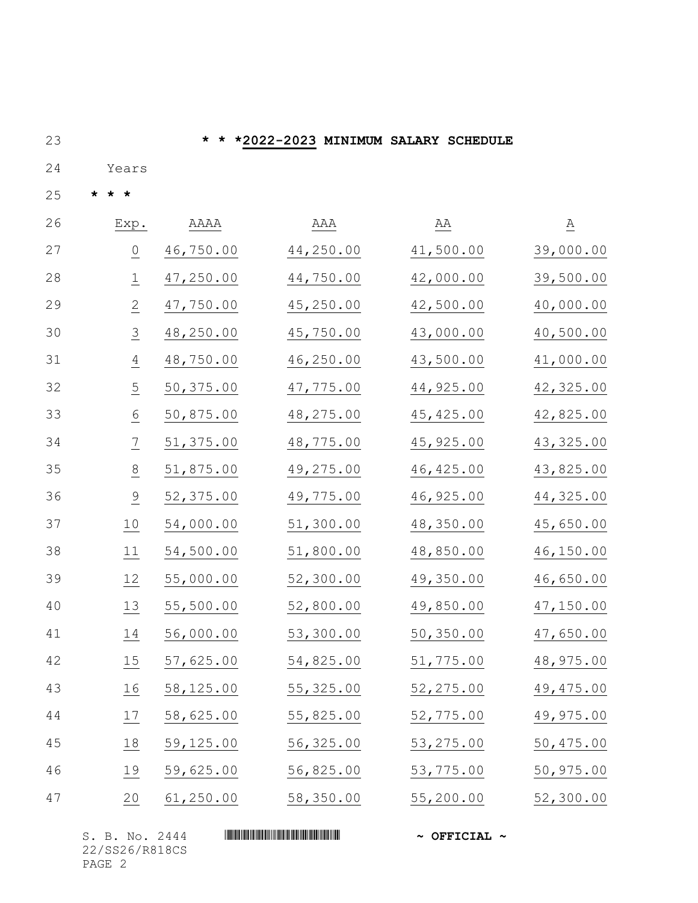**\* \* \*2022-2023 MINIMUM SALARY SCHEDULE**

Years

**\* \* \***

| Exp. | AAAA | AAA | AA | A |
|---|---|---|---|---|
| 0 | 46,750.00 | 44,250.00 | 41,500.00 | 39,000.00 |
| 1 | 47,250.00 | 44,750.00 | 42,000.00 | 39,500.00 |
| 2 | 47,750.00 | 45,250.00 | 42,500.00 | 40,000.00 |
| 3 | 48,250.00 | 45,750.00 | 43,000.00 | 40,500.00 |
| 4 | 48,750.00 | 46,250.00 | 43,500.00 | 41,000.00 |
| 5 | 50,375.00 | 47,775.00 | 44,925.00 | 42,325.00 |
| 6 | 50,875.00 | 48,275.00 | 45,425.00 | 42,825.00 |
| 7 | 51,375.00 | 48,775.00 | 45,925.00 | 43,325.00 |
| 8 | 51,875.00 | 49,275.00 | 46,425.00 | 43,825.00 |
| 9 | 52,375.00 | 49,775.00 | 46,925.00 | 44,325.00 |
| 10 | 54,000.00 | 51,300.00 | 48,350.00 | 45,650.00 |
| 11 | 54,500.00 | 51,800.00 | 48,850.00 | 46,150.00 |
| 12 | 55,000.00 | 52,300.00 | 49,350.00 | 46,650.00 |
| 13 | 55,500.00 | 52,800.00 | 49,850.00 | 47,150.00 |
| 14 | 56,000.00 | 53,300.00 | 50,350.00 | 47,650.00 |
| 15 | 57,625.00 | 54,825.00 | 51,775.00 | 48,975.00 |
| 16 | 58,125.00 | 55,325.00 | 52,275.00 | 49,475.00 |
| 17 | 58,625.00 | 55,825.00 | 52,775.00 | 49,975.00 |
| 18 | 59,125.00 | 56,325.00 | 53,275.00 | 50,475.00 |
| 19 | 59,625.00 | 56,825.00 | 53,775.00 | 50,975.00 |
| 20 | 61,250.00 | 58,350.00 | 55,200.00 | 52,300.00 |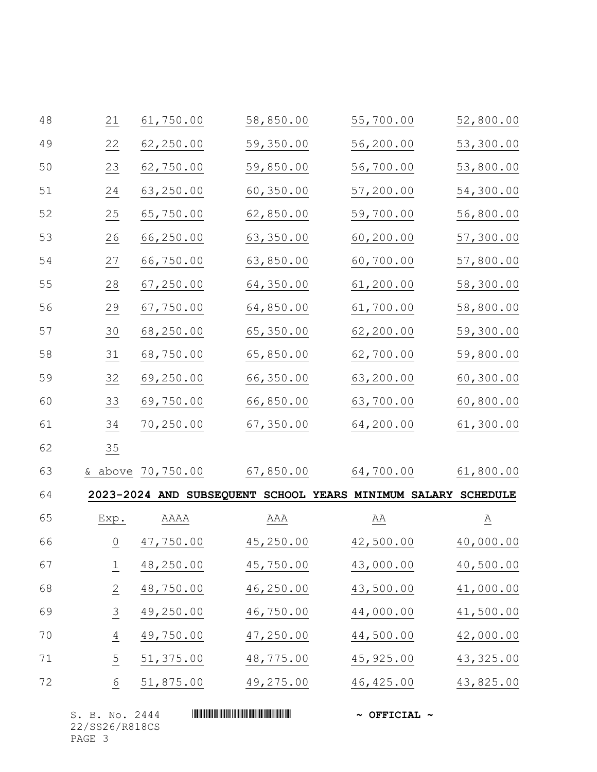| | | | | |
|---|---|---|---|---|
| 21 | 61,750.00 | 58,850.00 | 55,700.00 | 52,800.00 |
| 22 | 62,250.00 | 59,350.00 | 56,200.00 | 53,300.00 |
| 23 | 62,750.00 | 59,850.00 | 56,700.00 | 53,800.00 |
| 24 | 63,250.00 | 60,350.00 | 57,200.00 | 54,300.00 |
| 25 | 65,750.00 | 62,850.00 | 59,700.00 | 56,800.00 |
| 26 | 66,250.00 | 63,350.00 | 60,200.00 | 57,300.00 |
| 27 | 66,750.00 | 63,850.00 | 60,700.00 | 57,800.00 |
| 28 | 67,250.00 | 64,350.00 | 61,200.00 | 58,300.00 |
| 29 | 67,750.00 | 64,850.00 | 61,700.00 | 58,800.00 |
| 30 | 68,250.00 | 65,350.00 | 62,200.00 | 59,300.00 |
| 31 | 68,750.00 | 65,850.00 | 62,700.00 | 59,800.00 |
| 32 | 69,250.00 | 66,350.00 | 63,200.00 | 60,300.00 |
| 33 | 69,750.00 | 66,850.00 | 63,700.00 | 60,800.00 |
| 34 | 70,250.00 | 67,350.00 | 64,200.00 | 61,300.00 |
| 35 & above | 70,750.00 | 67,850.00 | 64,700.00 | 61,800.00 |

**2023-2024 AND SUBSEQUENT SCHOOL YEARS MINIMUM SALARY SCHEDULE**

| Exp. | AAAA | AAA | AA | A |
|---|---|---|---|---|
| 0 | 47,750.00 | 45,250.00 | 42,500.00 | 40,000.00 |
| 1 | 48,250.00 | 45,750.00 | 43,000.00 | 40,500.00 |
| 2 | 48,750.00 | 46,250.00 | 43,500.00 | 41,000.00 |
| 3 | 49,250.00 | 46,750.00 | 44,000.00 | 41,500.00 |
| 4 | 49,750.00 | 47,250.00 | 44,500.00 | 42,000.00 |
| 5 | 51,375.00 | 48,775.00 | 45,925.00 | 43,325.00 |
| 6 | 51,875.00 | 49,275.00 | 46,425.00 | 43,825.00 |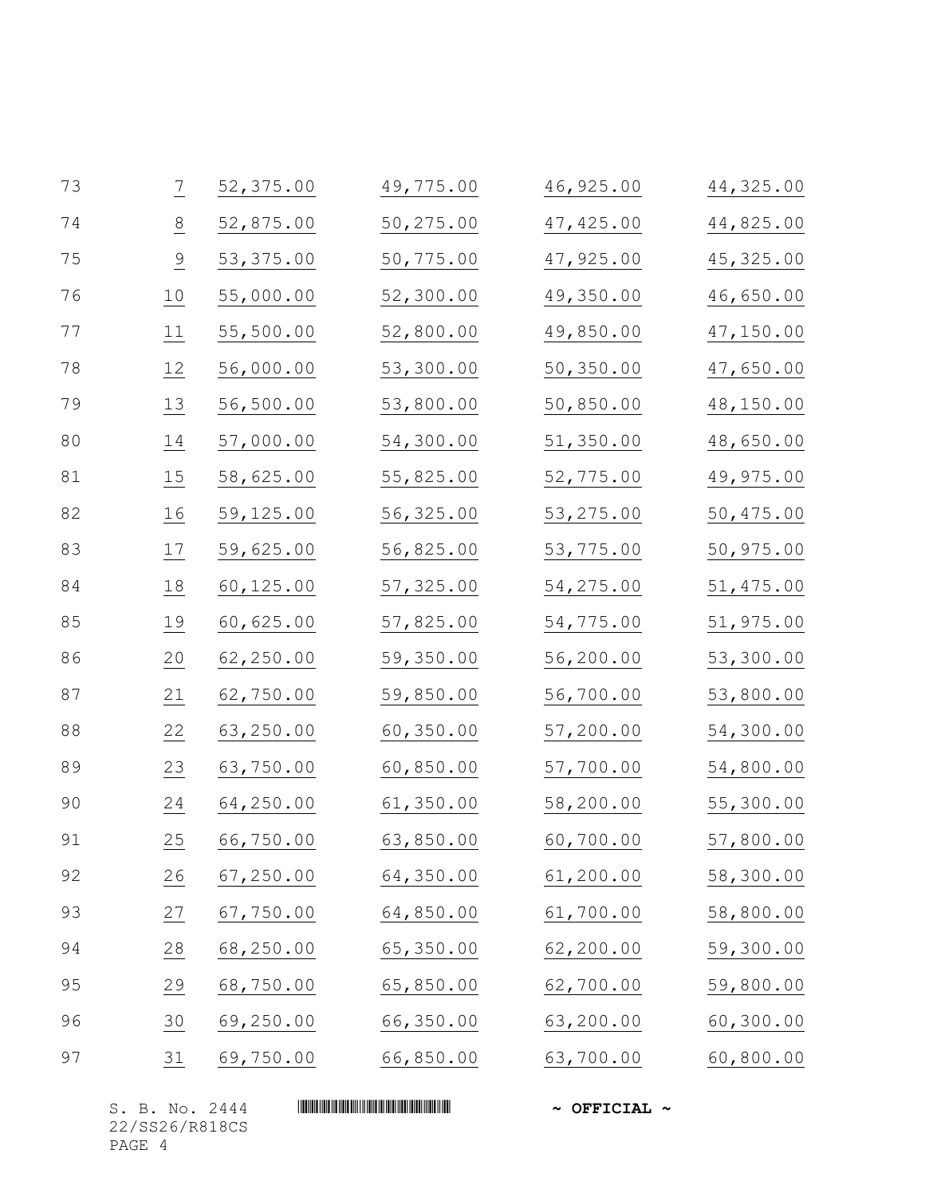| | | | | | |
|---|---|---|---|---|---|
| 73 | 7 | 52,375.00 | 49,775.00 | 46,925.00 | 44,325.00 |
| 74 | 8 | 52,875.00 | 50,275.00 | 47,425.00 | 44,825.00 |
| 75 | 9 | 53,375.00 | 50,775.00 | 47,925.00 | 45,325.00 |
| 76 | 10 | 55,000.00 | 52,300.00 | 49,350.00 | 46,650.00 |
| 77 | 11 | 55,500.00 | 52,800.00 | 49,850.00 | 47,150.00 |
| 78 | 12 | 56,000.00 | 53,300.00 | 50,350.00 | 47,650.00 |
| 79 | 13 | 56,500.00 | 53,800.00 | 50,850.00 | 48,150.00 |
| 80 | 14 | 57,000.00 | 54,300.00 | 51,350.00 | 48,650.00 |
| 81 | 15 | 58,625.00 | 55,825.00 | 52,775.00 | 49,975.00 |
| 82 | 16 | 59,125.00 | 56,325.00 | 53,275.00 | 50,475.00 |
| 83 | 17 | 59,625.00 | 56,825.00 | 53,775.00 | 50,975.00 |
| 84 | 18 | 60,125.00 | 57,325.00 | 54,275.00 | 51,475.00 |
| 85 | 19 | 60,625.00 | 57,825.00 | 54,775.00 | 51,975.00 |
| 86 | 20 | 62,250.00 | 59,350.00 | 56,200.00 | 53,300.00 |
| 87 | 21 | 62,750.00 | 59,850.00 | 56,700.00 | 53,800.00 |
| 88 | 22 | 63,250.00 | 60,350.00 | 57,200.00 | 54,300.00 |
| 89 | 23 | 63,750.00 | 60,850.00 | 57,700.00 | 54,800.00 |
| 90 | 24 | 64,250.00 | 61,350.00 | 58,200.00 | 55,300.00 |
| 91 | 25 | 66,750.00 | 63,850.00 | 60,700.00 | 57,800.00 |
| 92 | 26 | 67,250.00 | 64,350.00 | 61,200.00 | 58,300.00 |
| 93 | 27 | 67,750.00 | 64,850.00 | 61,700.00 | 58,800.00 |
| 94 | 28 | 68,250.00 | 65,350.00 | 62,200.00 | 59,300.00 |
| 95 | 29 | 68,750.00 | 65,850.00 | 62,700.00 | 59,800.00 |
| 96 | 30 | 69,250.00 | 66,350.00 | 63,200.00 | 60,300.00 |
| 97 | 31 | 69,750.00 | 66,850.00 | 63,700.00 | 60,800.00 |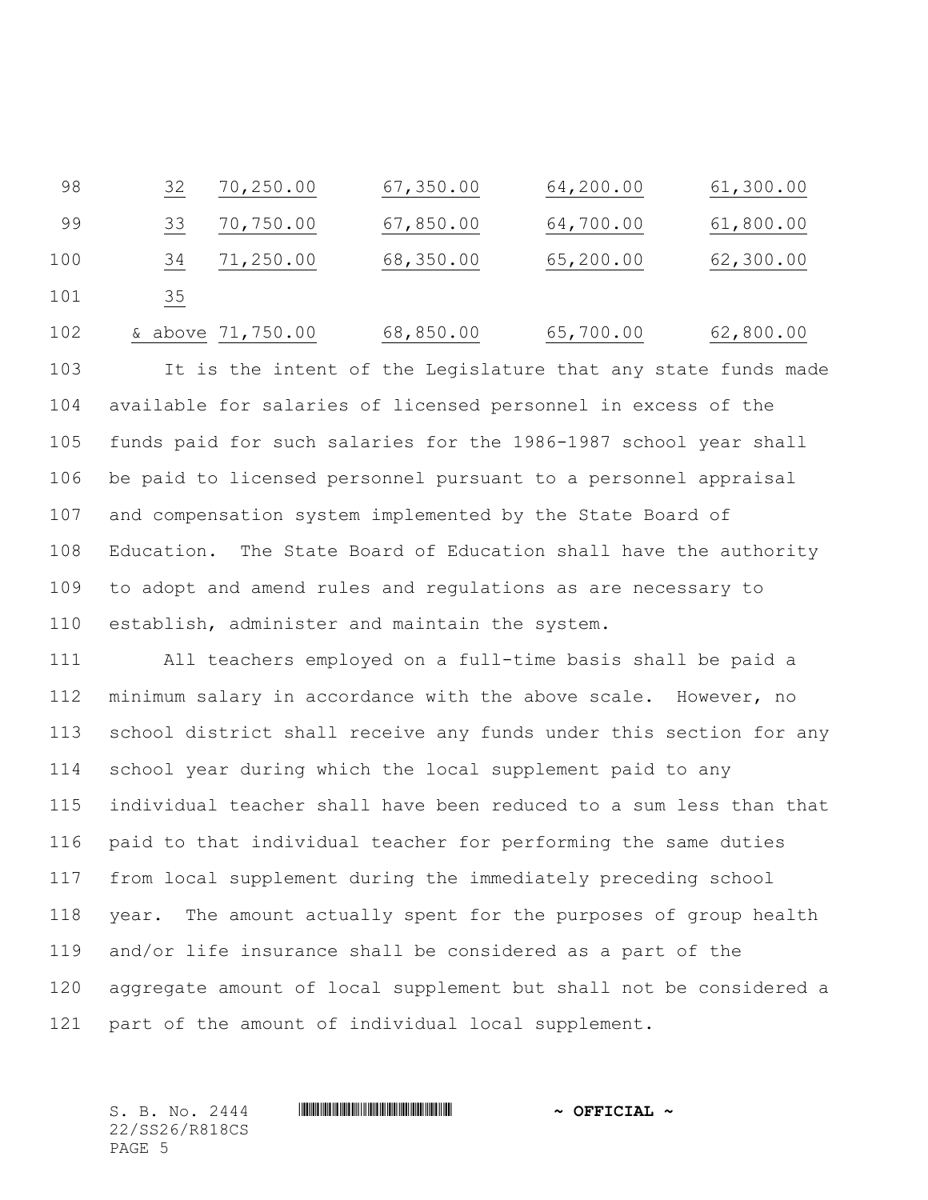| | | | | |
|---|---|---|---|---|
| 32 | 70,250.00 | 67,350.00 | 64,200.00 | 61,300.00 |
| 33 | 70,750.00 | 67,850.00 | 64,700.00 | 61,800.00 |
| 34 | 71,250.00 | 68,350.00 | 65,200.00 | 62,300.00 |
| 35 & above | 71,750.00 | 68,850.00 | 65,700.00 | 62,800.00 |

It is the intent of the Legislature that any state funds made available for salaries of licensed personnel in excess of the funds paid for such salaries for the 1986-1987 school year shall be paid to licensed personnel pursuant to a personnel appraisal and compensation system implemented by the State Board of Education. The State Board of Education shall have the authority to adopt and amend rules and regulations as are necessary to establish, administer and maintain the system.

All teachers employed on a full-time basis shall be paid a minimum salary in accordance with the above scale. However, no school district shall receive any funds under this section for any school year during which the local supplement paid to any individual teacher shall have been reduced to a sum less than that paid to that individual teacher for performing the same duties from local supplement during the immediately preceding school year. The amount actually spent for the purposes of group health and/or life insurance shall be considered as a part of the aggregate amount of local supplement but shall not be considered a part of the amount of individual local supplement.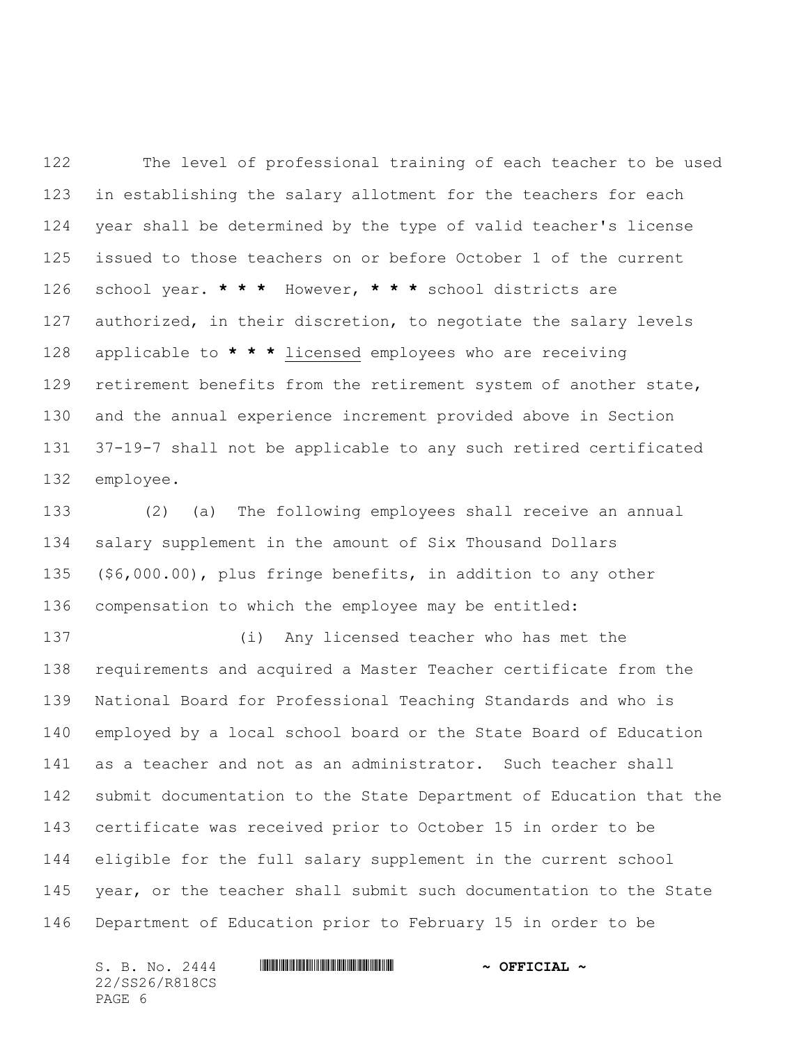The level of professional training of each teacher to be used in establishing the salary allotment for the teachers for each year shall be determined by the type of valid teacher's license issued to those teachers on or before October 1 of the current school year. *** However, *** school districts are authorized, in their discretion, to negotiate the salary levels applicable to *** licensed employees who are receiving retirement benefits from the retirement system of another state, and the annual experience increment provided above in Section 37-19-7 shall not be applicable to any such retired certificated employee.

(2) (a) The following employees shall receive an annual salary supplement in the amount of Six Thousand Dollars ($6,000.00), plus fringe benefits, in addition to any other compensation to which the employee may be entitled:

(i) Any licensed teacher who has met the requirements and acquired a Master Teacher certificate from the National Board for Professional Teaching Standards and who is employed by a local school board or the State Board of Education as a teacher and not as an administrator. Such teacher shall submit documentation to the State Department of Education that the certificate was received prior to October 15 in order to be eligible for the full salary supplement in the current school year, or the teacher shall submit such documentation to the State Department of Education prior to February 15 in order to be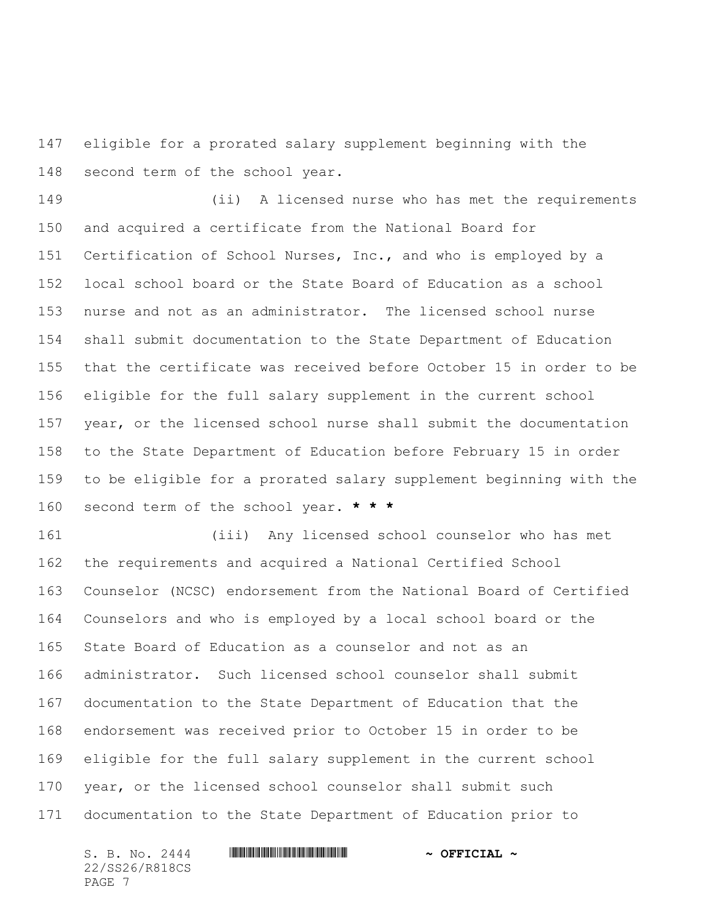eligible for a prorated salary supplement beginning with the second term of the school year.

(ii) A licensed nurse who has met the requirements and acquired a certificate from the National Board for Certification of School Nurses, Inc., and who is employed by a local school board or the State Board of Education as a school nurse and not as an administrator. The licensed school nurse shall submit documentation to the State Department of Education that the certificate was received before October 15 in order to be eligible for the full salary supplement in the current school year, or the licensed school nurse shall submit the documentation to the State Department of Education before February 15 in order to be eligible for a prorated salary supplement beginning with the second term of the school year. *** * * ***

(iii) Any licensed school counselor who has met the requirements and acquired a National Certified School Counselor (NCSC) endorsement from the National Board of Certified Counselors and who is employed by a local school board or the State Board of Education as a counselor and not as an administrator. Such licensed school counselor shall submit documentation to the State Department of Education that the endorsement was received prior to October 15 in order to be eligible for the full salary supplement in the current school year, or the licensed school counselor shall submit such documentation to the State Department of Education prior to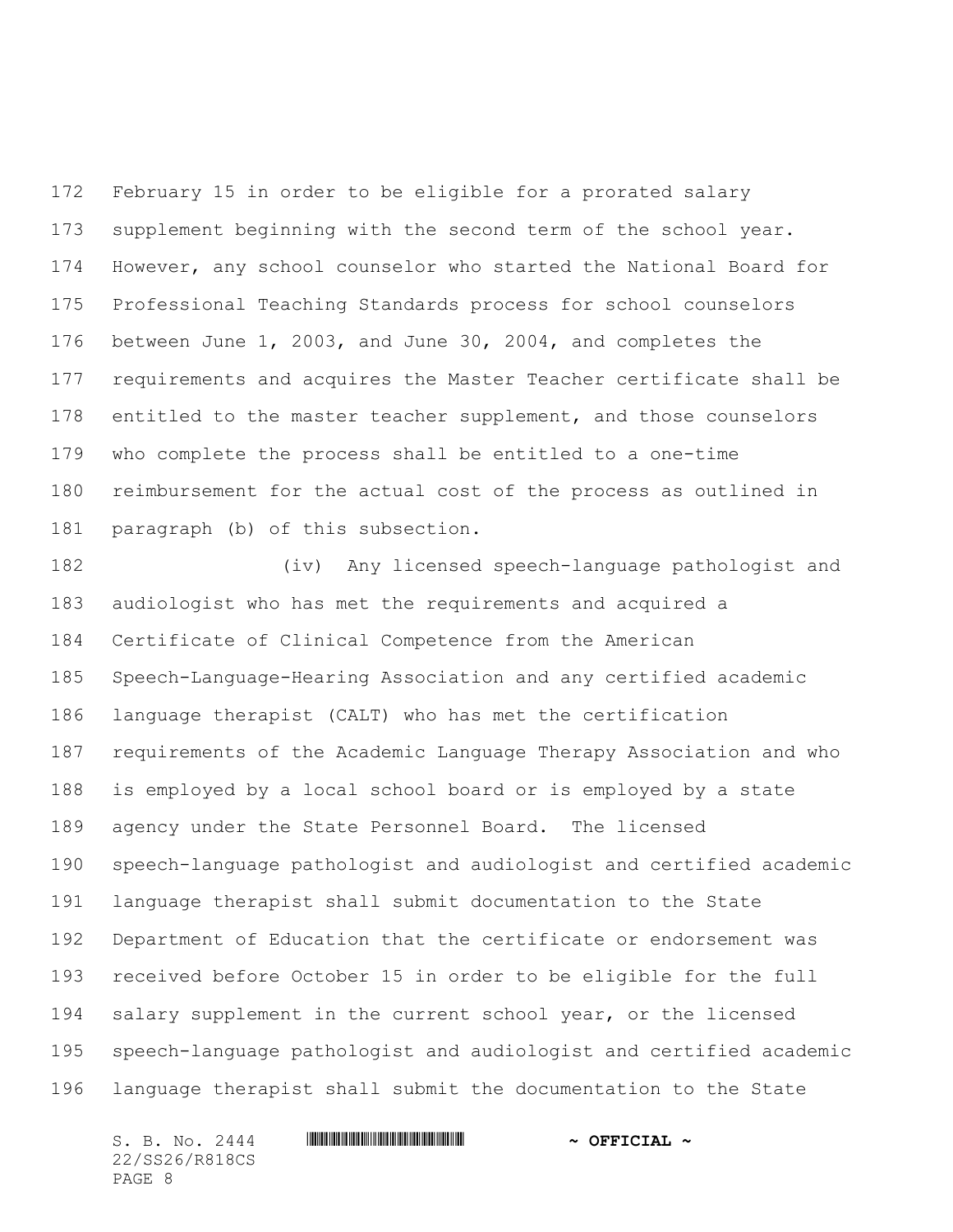February 15 in order to be eligible for a prorated salary supplement beginning with the second term of the school year. However, any school counselor who started the National Board for Professional Teaching Standards process for school counselors between June 1, 2003, and June 30, 2004, and completes the requirements and acquires the Master Teacher certificate shall be entitled to the master teacher supplement, and those counselors who complete the process shall be entitled to a one-time reimbursement for the actual cost of the process as outlined in paragraph (b) of this subsection.

(iv) Any licensed speech-language pathologist and audiologist who has met the requirements and acquired a Certificate of Clinical Competence from the American Speech-Language-Hearing Association and any certified academic language therapist (CALT) who has met the certification requirements of the Academic Language Therapy Association and who is employed by a local school board or is employed by a state agency under the State Personnel Board. The licensed speech-language pathologist and audiologist and certified academic language therapist shall submit documentation to the State Department of Education that the certificate or endorsement was received before October 15 in order to be eligible for the full salary supplement in the current school year, or the licensed speech-language pathologist and audiologist and certified academic language therapist shall submit the documentation to the State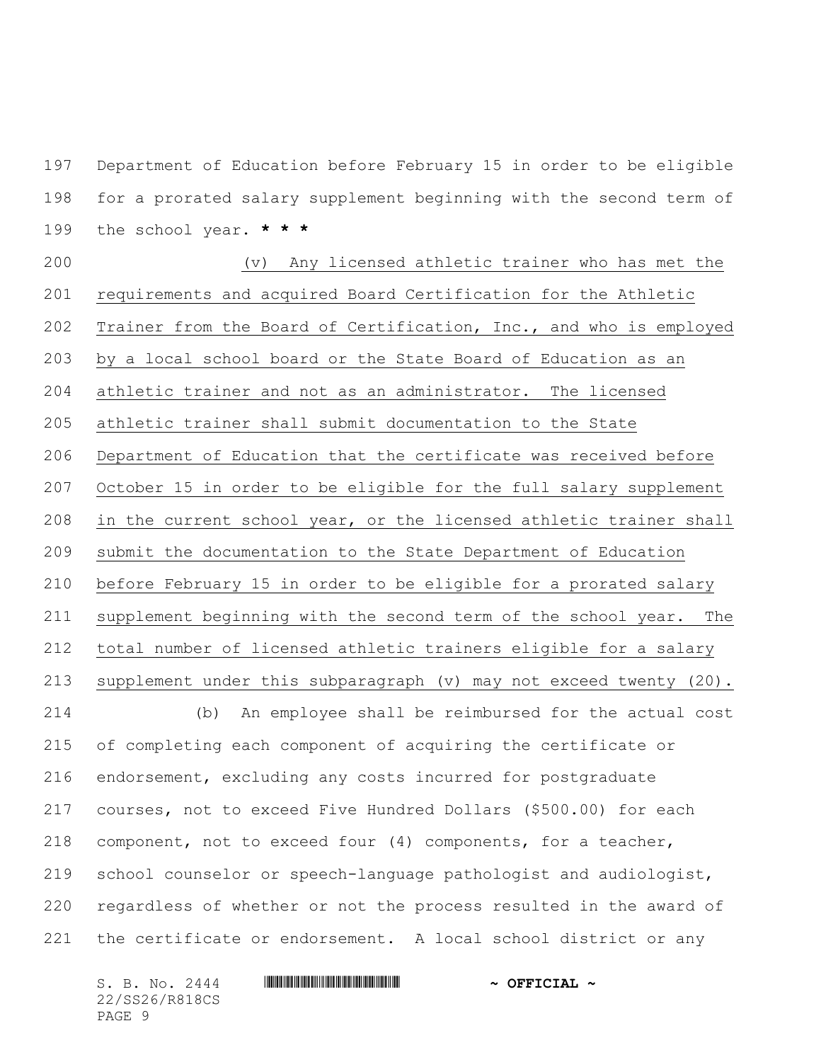Department of Education before February 15 in order to be eligible for a prorated salary supplement beginning with the second term of the school year. **\* \* \***

(v) Any licensed athletic trainer who has met the requirements and acquired Board Certification for the Athletic Trainer from the Board of Certification, Inc., and who is employed by a local school board or the State Board of Education as an athletic trainer and not as an administrator. The licensed athletic trainer shall submit documentation to the State Department of Education that the certificate was received before October 15 in order to be eligible for the full salary supplement in the current school year, or the licensed athletic trainer shall submit the documentation to the State Department of Education before February 15 in order to be eligible for a prorated salary supplement beginning with the second term of the school year. The total number of licensed athletic trainers eligible for a salary supplement under this subparagraph (v) may not exceed twenty (20).

(b) An employee shall be reimbursed for the actual cost of completing each component of acquiring the certificate or endorsement, excluding any costs incurred for postgraduate courses, not to exceed Five Hundred Dollars ($500.00) for each component, not to exceed four (4) components, for a teacher, school counselor or speech-language pathologist and audiologist, regardless of whether or not the process resulted in the award of the certificate or endorsement. A local school district or any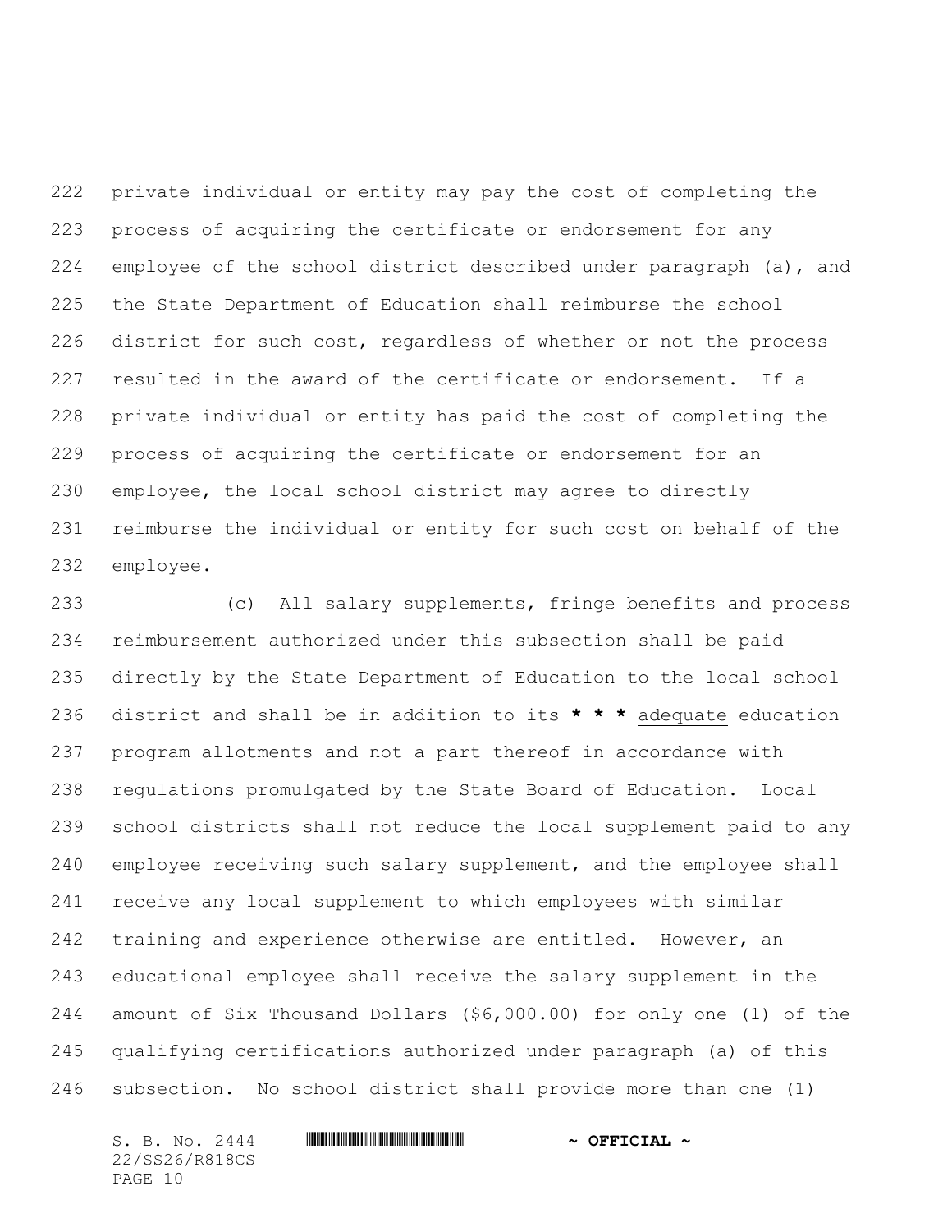private individual or entity may pay the cost of completing the process of acquiring the certificate or endorsement for any employee of the school district described under paragraph (a), and the State Department of Education shall reimburse the school district for such cost, regardless of whether or not the process resulted in the award of the certificate or endorsement. If a private individual or entity has paid the cost of completing the process of acquiring the certificate or endorsement for an employee, the local school district may agree to directly reimburse the individual or entity for such cost on behalf of the employee.

(c) All salary supplements, fringe benefits and process reimbursement authorized under this subsection shall be paid directly by the State Department of Education to the local school district and shall be in addition to its **\* \* \*** <u>adequate</u> education program allotments and not a part thereof in accordance with regulations promulgated by the State Board of Education. Local school districts shall not reduce the local supplement paid to any employee receiving such salary supplement, and the employee shall receive any local supplement to which employees with similar training and experience otherwise are entitled. However, an educational employee shall receive the salary supplement in the amount of Six Thousand Dollars ($6,000.00) for only one (1) of the qualifying certifications authorized under paragraph (a) of this subsection. No school district shall provide more than one (1)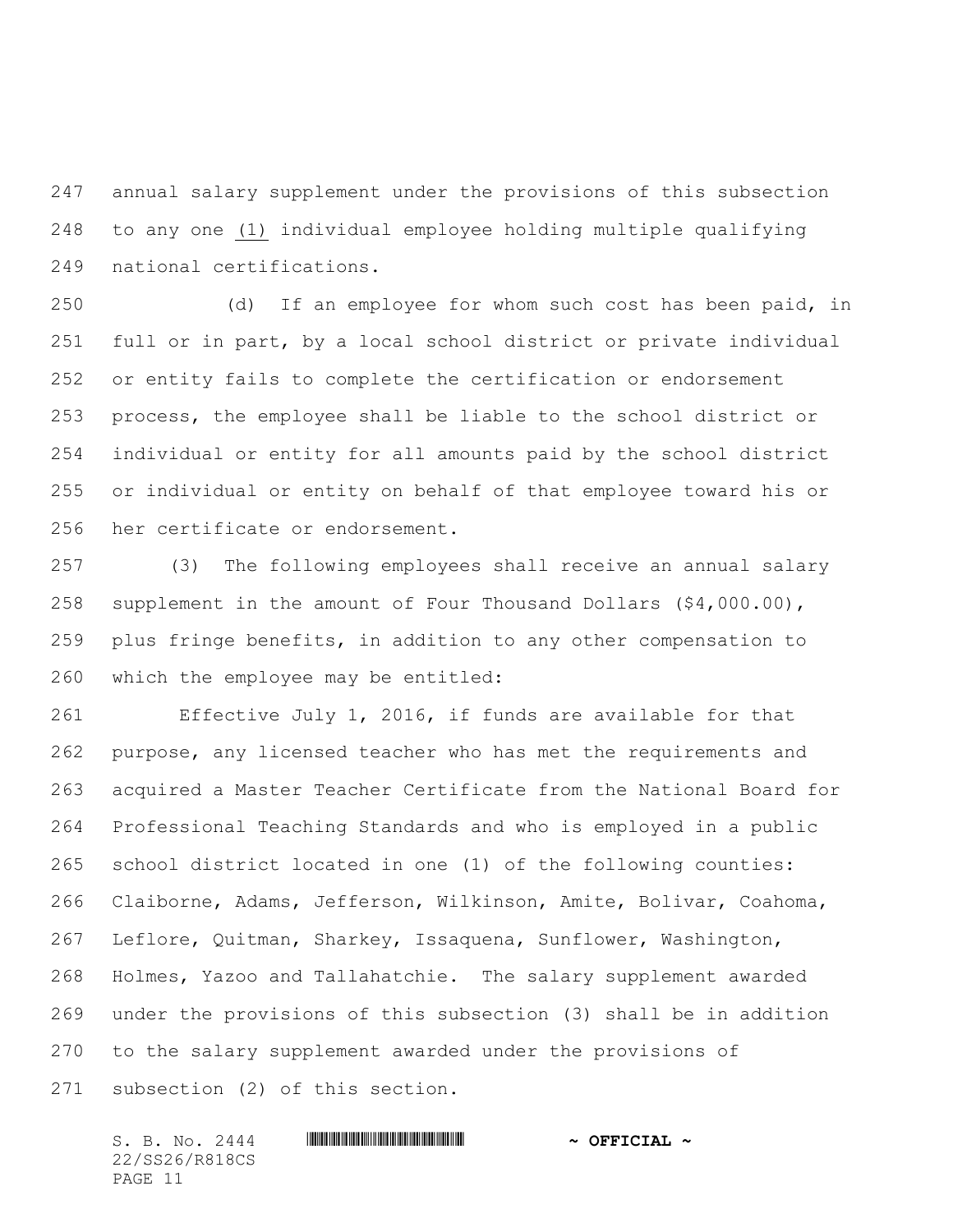annual salary supplement under the provisions of this subsection to any one (1) individual employee holding multiple qualifying national certifications.

(d) If an employee for whom such cost has been paid, in full or in part, by a local school district or private individual or entity fails to complete the certification or endorsement process, the employee shall be liable to the school district or individual or entity for all amounts paid by the school district or individual or entity on behalf of that employee toward his or her certificate or endorsement.

(3) The following employees shall receive an annual salary supplement in the amount of Four Thousand Dollars ($4,000.00), plus fringe benefits, in addition to any other compensation to which the employee may be entitled:

Effective July 1, 2016, if funds are available for that purpose, any licensed teacher who has met the requirements and acquired a Master Teacher Certificate from the National Board for Professional Teaching Standards and who is employed in a public school district located in one (1) of the following counties: Claiborne, Adams, Jefferson, Wilkinson, Amite, Bolivar, Coahoma, Leflore, Quitman, Sharkey, Issaquena, Sunflower, Washington, Holmes, Yazoo and Tallahatchie. The salary supplement awarded under the provisions of this subsection (3) shall be in addition to the salary supplement awarded under the provisions of subsection (2) of this section.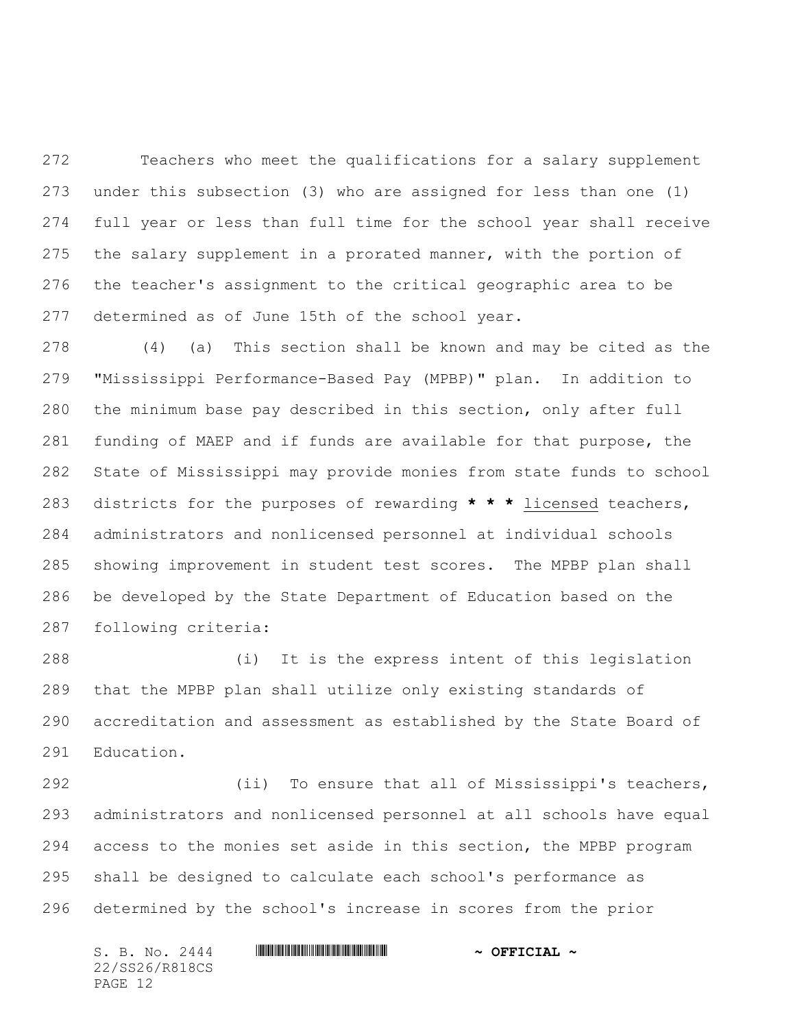Teachers who meet the qualifications for a salary supplement under this subsection (3) who are assigned for less than one (1) full year or less than full time for the school year shall receive the salary supplement in a prorated manner, with the portion of the teacher's assignment to the critical geographic area to be determined as of June 15th of the school year.

(4) (a) This section shall be known and may be cited as the "Mississippi Performance-Based Pay (MPBP)" plan. In addition to the minimum base pay described in this section, only after full funding of MAEP and if funds are available for that purpose, the State of Mississippi may provide monies from state funds to school districts for the purposes of rewarding **\* \* \*** licensed teachers, administrators and nonlicensed personnel at individual schools showing improvement in student test scores. The MPBP plan shall be developed by the State Department of Education based on the following criteria:

(i) It is the express intent of this legislation that the MPBP plan shall utilize only existing standards of accreditation and assessment as established by the State Board of Education.

(ii) To ensure that all of Mississippi's teachers, administrators and nonlicensed personnel at all schools have equal access to the monies set aside in this section, the MPBP program shall be designed to calculate each school's performance as determined by the school's increase in scores from the prior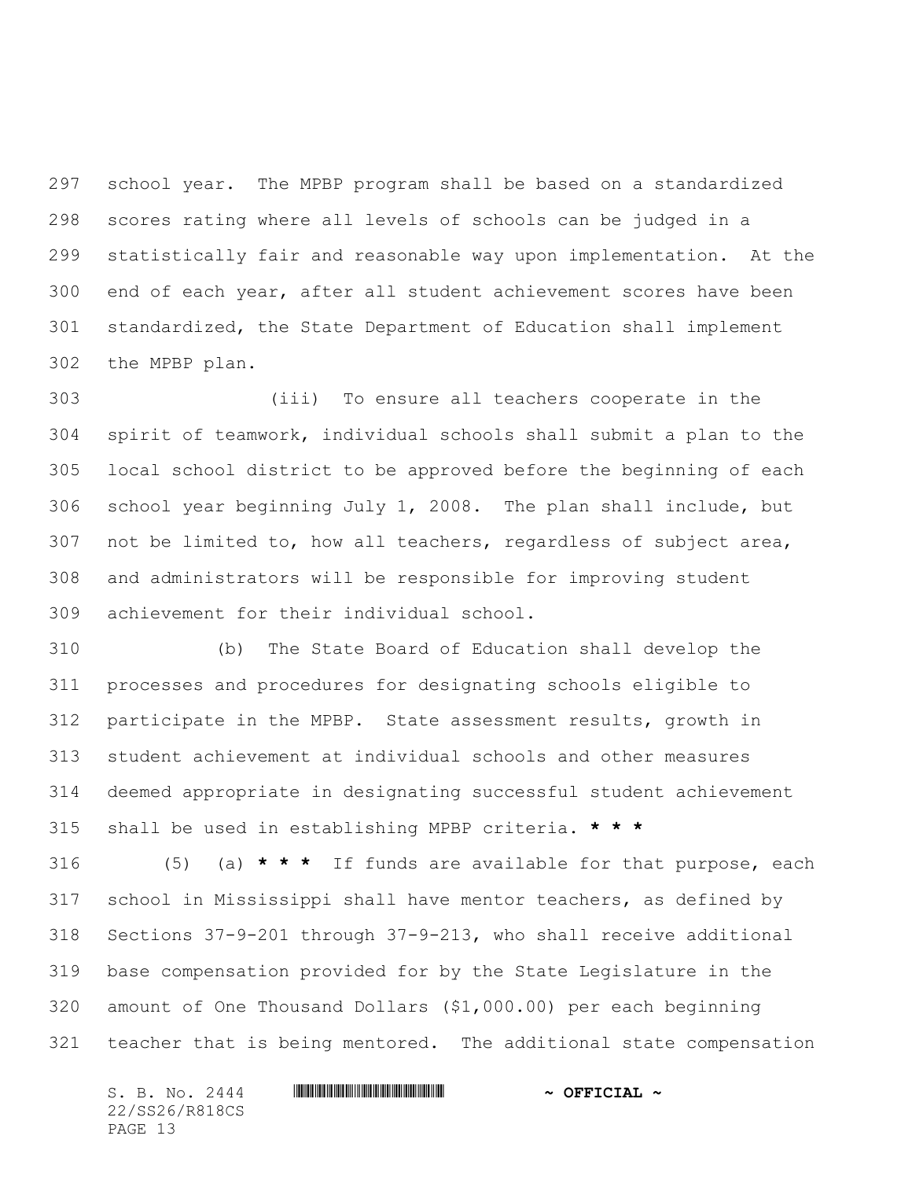school year. The MPBP program shall be based on a standardized scores rating where all levels of schools can be judged in a statistically fair and reasonable way upon implementation. At the end of each year, after all student achievement scores have been standardized, the State Department of Education shall implement the MPBP plan.

(iii) To ensure all teachers cooperate in the spirit of teamwork, individual schools shall submit a plan to the local school district to be approved before the beginning of each school year beginning July 1, 2008. The plan shall include, but not be limited to, how all teachers, regardless of subject area, and administrators will be responsible for improving student achievement for their individual school.

(b) The State Board of Education shall develop the processes and procedures for designating schools eligible to participate in the MPBP. State assessment results, growth in student achievement at individual schools and other measures deemed appropriate in designating successful student achievement shall be used in establishing MPBP criteria. **\* \* \***

(5) (a) **\* \* \*** If funds are available for that purpose, each school in Mississippi shall have mentor teachers, as defined by Sections 37-9-201 through 37-9-213, who shall receive additional base compensation provided for by the State Legislature in the amount of One Thousand Dollars ($1,000.00) per each beginning teacher that is being mentored. The additional state compensation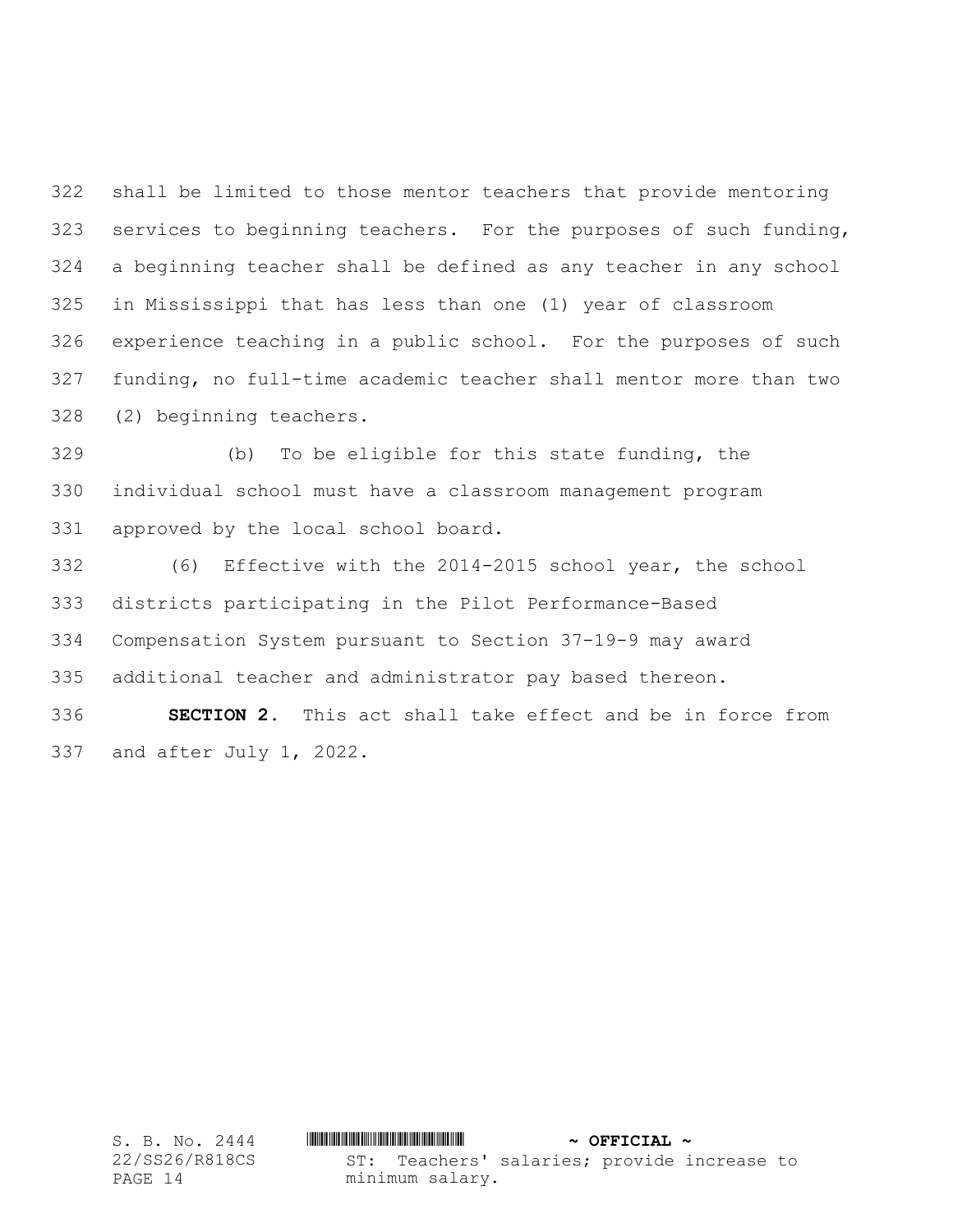shall be limited to those mentor teachers that provide mentoring services to beginning teachers. For the purposes of such funding, a beginning teacher shall be defined as any teacher in any school in Mississippi that has less than one (1) year of classroom experience teaching in a public school. For the purposes of such funding, no full-time academic teacher shall mentor more than two (2) beginning teachers.

(b) To be eligible for this state funding, the individual school must have a classroom management program approved by the local school board.

(6) Effective with the 2014-2015 school year, the school districts participating in the Pilot Performance-Based Compensation System pursuant to Section 37-19-9 may award additional teacher and administrator pay based thereon.

**SECTION 2.** This act shall take effect and be in force from and after July 1, 2022.